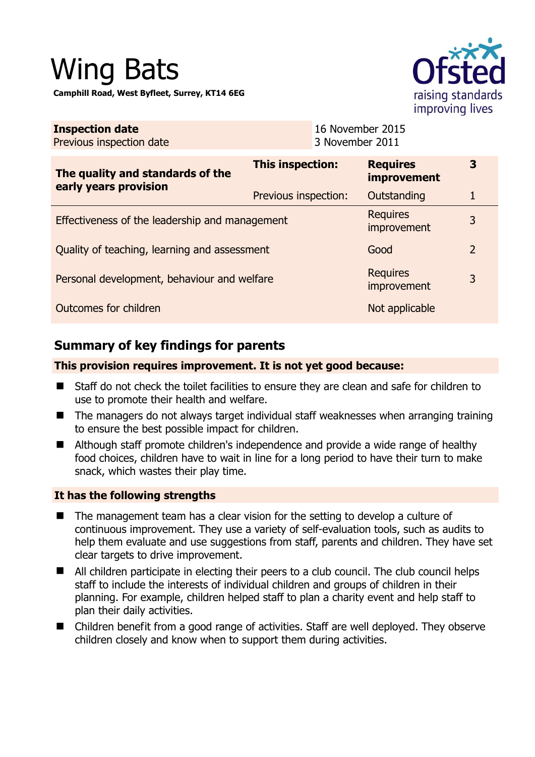# Wing Bats

**Camphill Road, West Byfleet, Surrey, KT14 6EG**

| **Inspection date** | 16 November 2015 |
|---|---|
| Previous inspection date | 3 November 2011 |

| **The quality and standards of the early years provision** | **This inspection:** | **Requires improvement** | **3** |
|---|---|---|---|
| | Previous inspection: | Outstanding | 1 |
| Effectiveness of the leadership and management | | Requires improvement | 3 |
| Quality of teaching, learning and assessment | | Good | 2 |
| Personal development, behaviour and welfare | | Requires improvement | 3 |
| Outcomes for children | | Not applicable | |

## Summary of key findings for parents

**This provision requires improvement. It is not yet good because:**

- Staff do not check the toilet facilities to ensure they are clean and safe for children to use to promote their health and welfare.
- The managers do not always target individual staff weaknesses when arranging training to ensure the best possible impact for children.
- Although staff promote children's independence and provide a wide range of healthy food choices, children have to wait in line for a long period to have their turn to make snack, which wastes their play time.

**It has the following strengths**

- The management team has a clear vision for the setting to develop a culture of continuous improvement. They use a variety of self-evaluation tools, such as audits to help them evaluate and use suggestions from staff, parents and children. They have set clear targets to drive improvement.
- All children participate in electing their peers to a club council. The club council helps staff to include the interests of individual children and groups of children in their planning. For example, children helped staff to plan a charity event and help staff to plan their daily activities.
- Children benefit from a good range of activities. Staff are well deployed. They observe children closely and know when to support them during activities.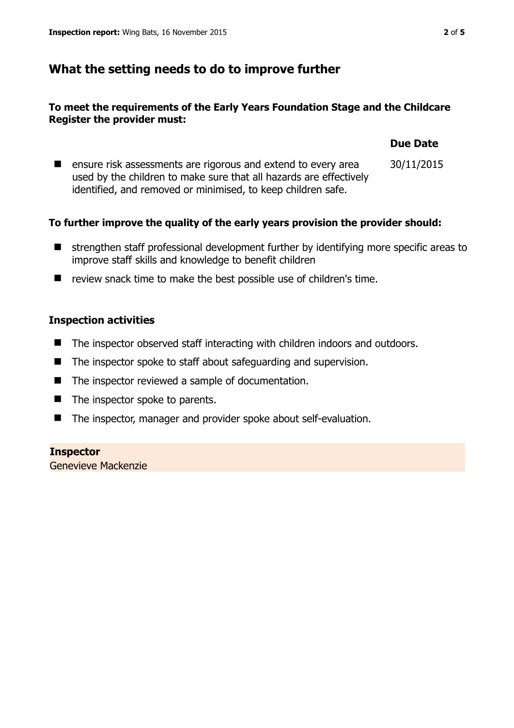## What the setting needs to do to improve further

**To meet the requirements of the Early Years Foundation Stage and the Childcare Register the provider must:**

| | Due Date |
|---|---|
| ensure risk assessments are rigorous and extend to every area used by the children to make sure that all hazards are effectively identified, and removed or minimised, to keep children safe. | 30/11/2015 |

**To further improve the quality of the early years provision the provider should:**

- strengthen staff professional development further by identifying more specific areas to improve staff skills and knowledge to benefit children
- review snack time to make the best possible use of children's time.

### Inspection activities

- The inspector observed staff interacting with children indoors and outdoors.
- The inspector spoke to staff about safeguarding and supervision.
- The inspector reviewed a sample of documentation.
- The inspector spoke to parents.
- The inspector, manager and provider spoke about self-evaluation.

**Inspector**
Genevieve Mackenzie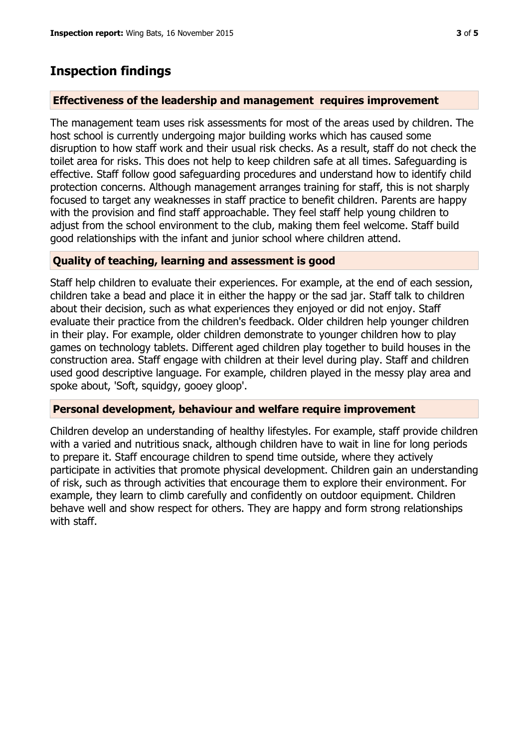## Inspection findings

### Effectiveness of the leadership and management requires improvement

The management team uses risk assessments for most of the areas used by children. The host school is currently undergoing major building works which has caused some disruption to how staff work and their usual risk checks. As a result, staff do not check the toilet area for risks. This does not help to keep children safe at all times. Safeguarding is effective. Staff follow good safeguarding procedures and understand how to identify child protection concerns. Although management arranges training for staff, this is not sharply focused to target any weaknesses in staff practice to benefit children. Parents are happy with the provision and find staff approachable. They feel staff help young children to adjust from the school environment to the club, making them feel welcome. Staff build good relationships with the infant and junior school where children attend.

### Quality of teaching, learning and assessment is good

Staff help children to evaluate their experiences. For example, at the end of each session, children take a bead and place it in either the happy or the sad jar. Staff talk to children about their decision, such as what experiences they enjoyed or did not enjoy. Staff evaluate their practice from the children's feedback. Older children help younger children in their play. For example, older children demonstrate to younger children how to play games on technology tablets. Different aged children play together to build houses in the construction area. Staff engage with children at their level during play. Staff and children used good descriptive language. For example, children played in the messy play area and spoke about, 'Soft, squidgy, gooey gloop'.

### Personal development, behaviour and welfare require improvement

Children develop an understanding of healthy lifestyles. For example, staff provide children with a varied and nutritious snack, although children have to wait in line for long periods to prepare it. Staff encourage children to spend time outside, where they actively participate in activities that promote physical development. Children gain an understanding of risk, such as through activities that encourage them to explore their environment. For example, they learn to climb carefully and confidently on outdoor equipment. Children behave well and show respect for others. They are happy and form strong relationships with staff.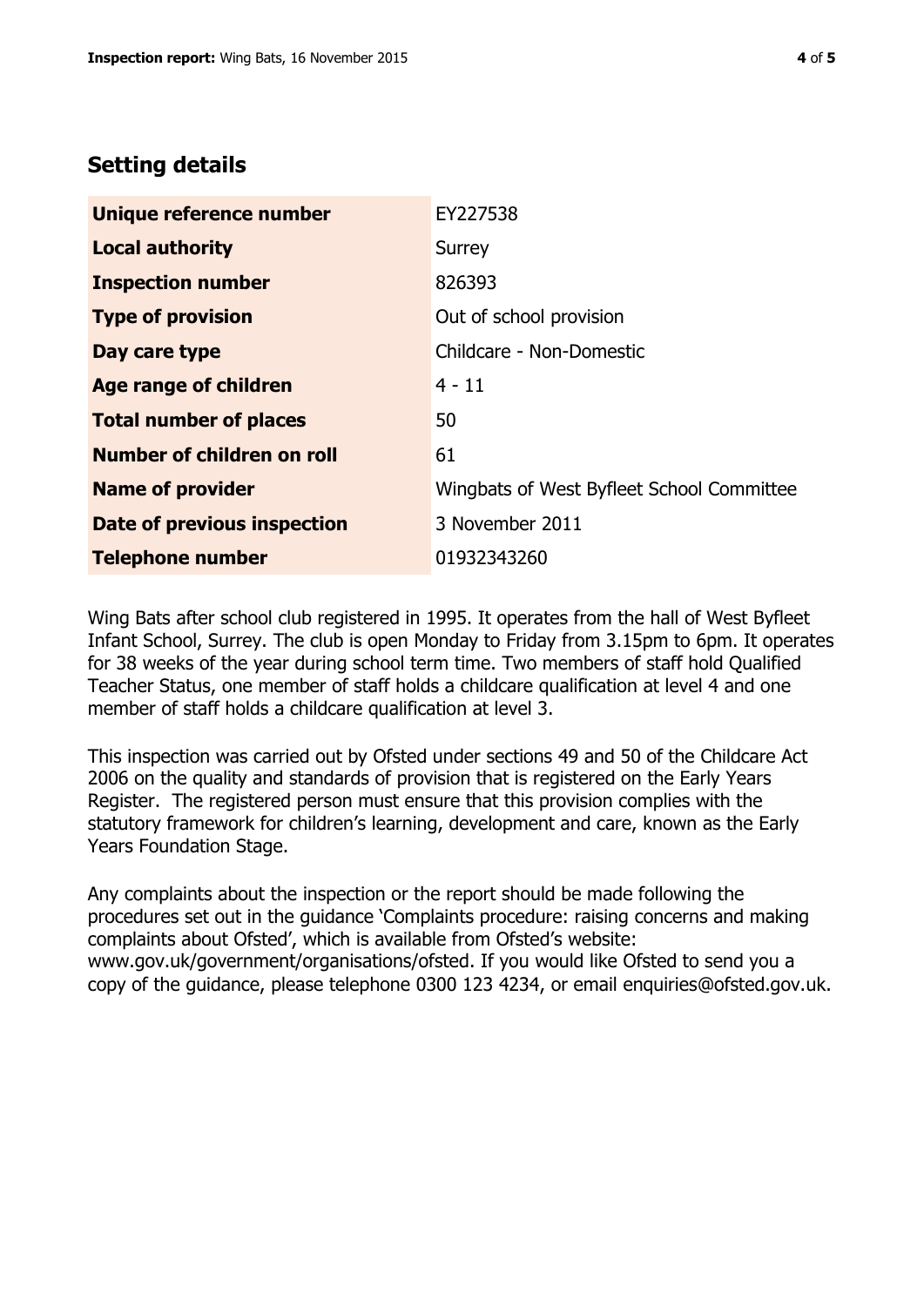## Setting details

| | |
|---|---|
| **Unique reference number** | EY227538 |
| **Local authority** | Surrey |
| **Inspection number** | 826393 |
| **Type of provision** | Out of school provision |
| **Day care type** | Childcare - Non-Domestic |
| **Age range of children** | 4 - 11 |
| **Total number of places** | 50 |
| **Number of children on roll** | 61 |
| **Name of provider** | Wingbats of West Byfleet School Committee |
| **Date of previous inspection** | 3 November 2011 |
| **Telephone number** | 01932343260 |

Wing Bats after school club registered in 1995. It operates from the hall of West Byfleet Infant School, Surrey. The club is open Monday to Friday from 3.15pm to 6pm. It operates for 38 weeks of the year during school term time. Two members of staff hold Qualified Teacher Status, one member of staff holds a childcare qualification at level 4 and one member of staff holds a childcare qualification at level 3.

This inspection was carried out by Ofsted under sections 49 and 50 of the Childcare Act 2006 on the quality and standards of provision that is registered on the Early Years Register. The registered person must ensure that this provision complies with the statutory framework for children's learning, development and care, known as the Early Years Foundation Stage.

Any complaints about the inspection or the report should be made following the procedures set out in the guidance 'Complaints procedure: raising concerns and making complaints about Ofsted', which is available from Ofsted's website: www.gov.uk/government/organisations/ofsted. If you would like Ofsted to send you a copy of the guidance, please telephone 0300 123 4234, or email enquiries@ofsted.gov.uk.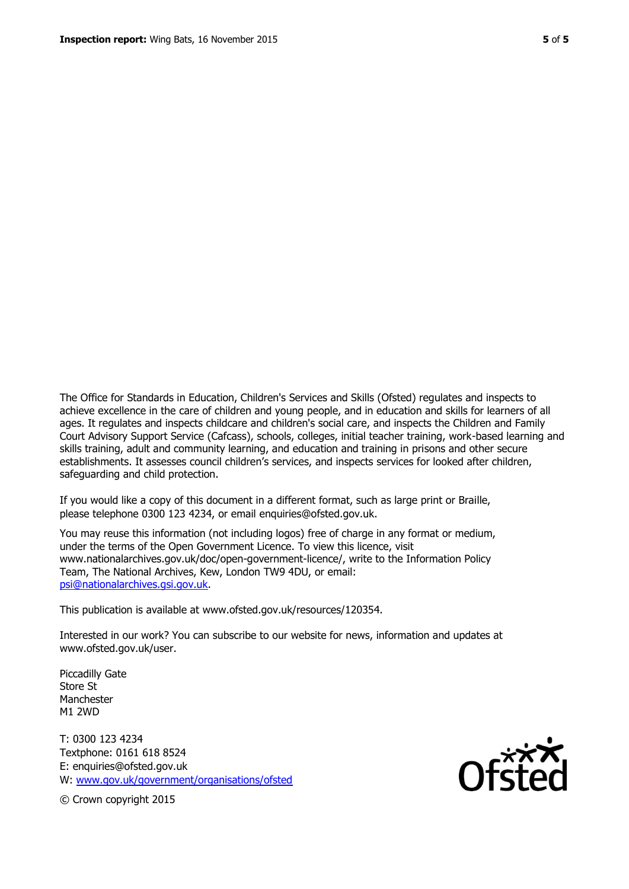The Office for Standards in Education, Children's Services and Skills (Ofsted) regulates and inspects to achieve excellence in the care of children and young people, and in education and skills for learners of all ages. It regulates and inspects childcare and children's social care, and inspects the Children and Family Court Advisory Support Service (Cafcass), schools, colleges, initial teacher training, work-based learning and skills training, adult and community learning, and education and training in prisons and other secure establishments. It assesses council children's services, and inspects services for looked after children, safeguarding and child protection.

If you would like a copy of this document in a different format, such as large print or Braille, please telephone 0300 123 4234, or email enquiries@ofsted.gov.uk.

You may reuse this information (not including logos) free of charge in any format or medium, under the terms of the Open Government Licence. To view this licence, visit www.nationalarchives.gov.uk/doc/open-government-licence/, write to the Information Policy Team, The National Archives, Kew, London TW9 4DU, or email: psi@nationalarchives.gsi.gov.uk.

This publication is available at www.ofsted.gov.uk/resources/120354.

Interested in our work? You can subscribe to our website for news, information and updates at www.ofsted.gov.uk/user.

Piccadilly Gate  
Store St  
Manchester  
M1 2WD

T: 0300 123 4234  
Textphone: 0161 618 8524  
E: enquiries@ofsted.gov.uk  
W: www.gov.uk/government/organisations/ofsted

© Crown copyright 2015